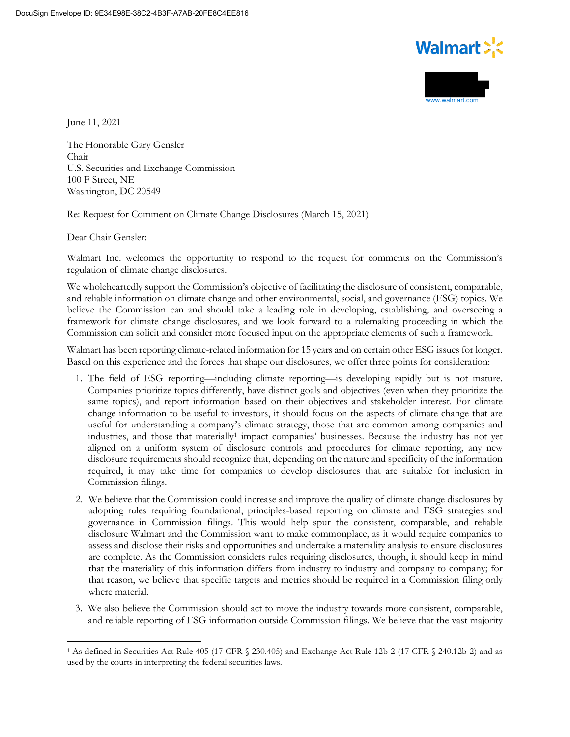DocuSign Envelope ID: 9E34E98E-38C2-4B3F-A7AB-20FE8C4EE816

Walmart

www.walmart.com

June 11, 2021

The Honorable Gary Gensler
Chair
U.S. Securities and Exchange Commission
100 F Street, NE
Washington, DC 20549

Re: Request for Comment on Climate Change Disclosures (March 15, 2021)

Dear Chair Gensler:

Walmart Inc. welcomes the opportunity to respond to the request for comments on the Commission's regulation of climate change disclosures.

We wholeheartedly support the Commission's objective of facilitating the disclosure of consistent, comparable, and reliable information on climate change and other environmental, social, and governance (ESG) topics. We believe the Commission can and should take a leading role in developing, establishing, and overseeing a framework for climate change disclosures, and we look forward to a rulemaking proceeding in which the Commission can solicit and consider more focused input on the appropriate elements of such a framework.

Walmart has been reporting climate-related information for 15 years and on certain other ESG issues for longer. Based on this experience and the forces that shape our disclosures, we offer three points for consideration:

1. The field of ESG reporting—including climate reporting—is developing rapidly but is not mature. Companies prioritize topics differently, have distinct goals and objectives (even when they prioritize the same topics), and report information based on their objectives and stakeholder interest. For climate change information to be useful to investors, it should focus on the aspects of climate change that are useful for understanding a company's climate strategy, those that are common among companies and industries, and those that materially[1] impact companies' businesses. Because the industry has not yet aligned on a uniform system of disclosure controls and procedures for climate reporting, any new disclosure requirements should recognize that, depending on the nature and specificity of the information required, it may take time for companies to develop disclosures that are suitable for inclusion in Commission filings.

2. We believe that the Commission could increase and improve the quality of climate change disclosures by adopting rules requiring foundational, principles-based reporting on climate and ESG strategies and governance in Commission filings. This would help spur the consistent, comparable, and reliable disclosure Walmart and the Commission want to make commonplace, as it would require companies to assess and disclose their risks and opportunities and undertake a materiality analysis to ensure disclosures are complete. As the Commission considers rules requiring disclosures, though, it should keep in mind that the materiality of this information differs from industry to industry and company to company; for that reason, we believe that specific targets and metrics should be required in a Commission filing only where material.

3. We also believe the Commission should act to move the industry towards more consistent, comparable, and reliable reporting of ESG information outside Commission filings. We believe that the vast majority

---

[1] As defined in Securities Act Rule 405 (17 CFR § 230.405) and Exchange Act Rule 12b-2 (17 CFR § 240.12b-2) and as used by the courts in interpreting the federal securities laws.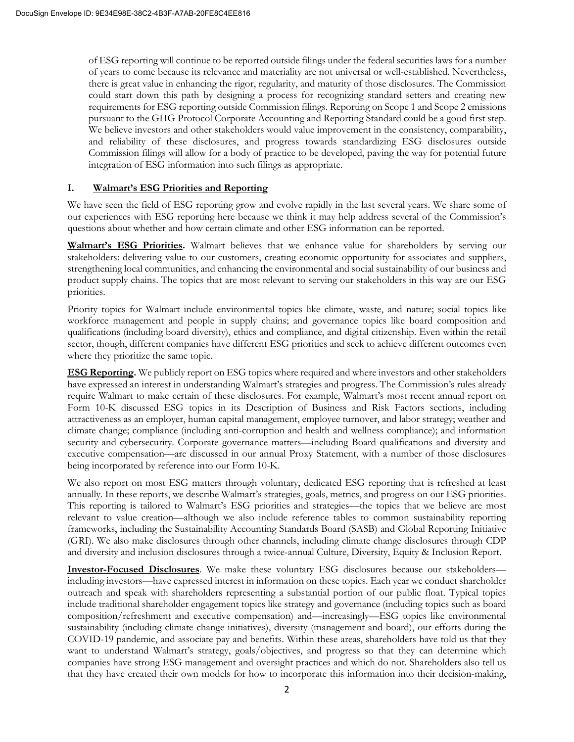of ESG reporting will continue to be reported outside filings under the federal securities laws for a number of years to come because its relevance and materiality are not universal or well-established. Nevertheless, there is great value in enhancing the rigor, regularity, and maturity of those disclosures. The Commission could start down this path by designing a process for recognizing standard setters and creating new requirements for ESG reporting outside Commission filings. Reporting on Scope 1 and Scope 2 emissions pursuant to the GHG Protocol Corporate Accounting and Reporting Standard could be a good first step. We believe investors and other stakeholders would value improvement in the consistency, comparability, and reliability of these disclosures, and progress towards standardizing ESG disclosures outside Commission filings will allow for a body of practice to be developed, paving the way for potential future integration of ESG information into such filings as appropriate.

## I. Walmart's ESG Priorities and Reporting

We have seen the field of ESG reporting grow and evolve rapidly in the last several years. We share some of our experiences with ESG reporting here because we think it may help address several of the Commission's questions about whether and how certain climate and other ESG information can be reported.

**Walmart's ESG Priorities.** Walmart believes that we enhance value for shareholders by serving our stakeholders: delivering value to our customers, creating economic opportunity for associates and suppliers, strengthening local communities, and enhancing the environmental and social sustainability of our business and product supply chains. The topics that are most relevant to serving our stakeholders in this way are our ESG priorities.

Priority topics for Walmart include environmental topics like climate, waste, and nature; social topics like workforce management and people in supply chains; and governance topics like board composition and qualifications (including board diversity), ethics and compliance, and digital citizenship. Even within the retail sector, though, different companies have different ESG priorities and seek to achieve different outcomes even where they prioritize the same topic.

**ESG Reporting.** We publicly report on ESG topics where required and where investors and other stakeholders have expressed an interest in understanding Walmart's strategies and progress. The Commission's rules already require Walmart to make certain of these disclosures. For example, Walmart's most recent annual report on Form 10-K discussed ESG topics in its Description of Business and Risk Factors sections, including attractiveness as an employer, human capital management, employee turnover, and labor strategy; weather and climate change; compliance (including anti-corruption and health and wellness compliance); and information security and cybersecurity. Corporate governance matters—including Board qualifications and diversity and executive compensation—are discussed in our annual Proxy Statement, with a number of those disclosures being incorporated by reference into our Form 10-K.

We also report on most ESG matters through voluntary, dedicated ESG reporting that is refreshed at least annually. In these reports, we describe Walmart's strategies, goals, metrics, and progress on our ESG priorities. This reporting is tailored to Walmart's ESG priorities and strategies—the topics that we believe are most relevant to value creation—although we also include reference tables to common sustainability reporting frameworks, including the Sustainability Accounting Standards Board (SASB) and Global Reporting Initiative (GRI). We also make disclosures through other channels, including climate change disclosures through CDP and diversity and inclusion disclosures through a twice-annual Culture, Diversity, Equity & Inclusion Report.

**Investor-Focused Disclosures**. We make these voluntary ESG disclosures because our stakeholders—including investors—have expressed interest in information on these topics. Each year we conduct shareholder outreach and speak with shareholders representing a substantial portion of our public float. Typical topics include traditional shareholder engagement topics like strategy and governance (including topics such as board composition/refreshment and executive compensation) and—increasingly—ESG topics like environmental sustainability (including climate change initiatives), diversity (management and board), our efforts during the COVID-19 pandemic, and associate pay and benefits. Within these areas, shareholders have told us that they want to understand Walmart's strategy, goals/objectives, and progress so that they can determine which companies have strong ESG management and oversight practices and which do not. Shareholders also tell us that they have created their own models for how to incorporate this information into their decision-making,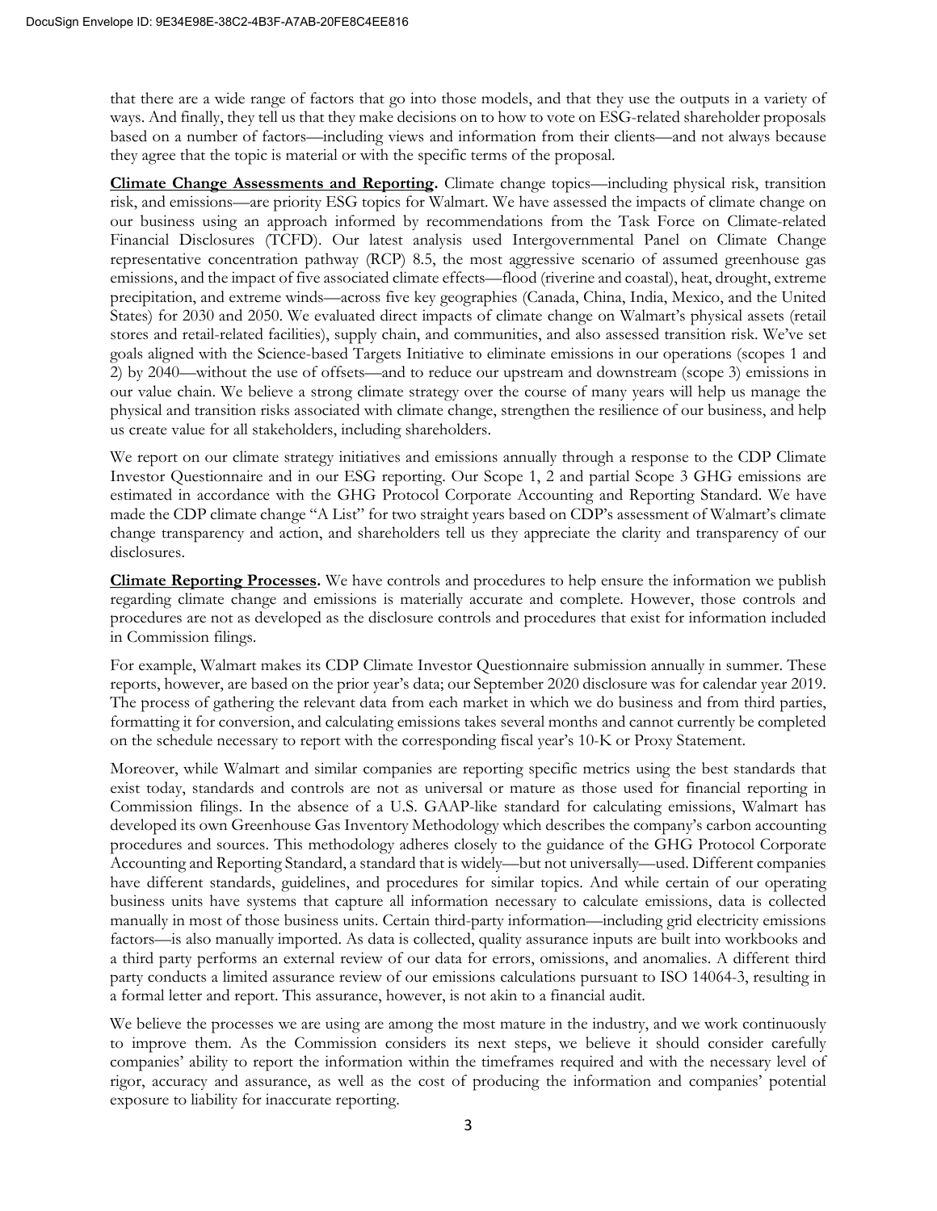that there are a wide range of factors that go into those models, and that they use the outputs in a variety of ways. And finally, they tell us that they make decisions on to how to vote on ESG-related shareholder proposals based on a number of factors—including views and information from their clients—and not always because they agree that the topic is material or with the specific terms of the proposal.

**Climate Change Assessments and Reporting.** Climate change topics—including physical risk, transition risk, and emissions—are priority ESG topics for Walmart. We have assessed the impacts of climate change on our business using an approach informed by recommendations from the Task Force on Climate-related Financial Disclosures (TCFD). Our latest analysis used Intergovernmental Panel on Climate Change representative concentration pathway (RCP) 8.5, the most aggressive scenario of assumed greenhouse gas emissions, and the impact of five associated climate effects—flood (riverine and coastal), heat, drought, extreme precipitation, and extreme winds—across five key geographies (Canada, China, India, Mexico, and the United States) for 2030 and 2050. We evaluated direct impacts of climate change on Walmart's physical assets (retail stores and retail-related facilities), supply chain, and communities, and also assessed transition risk. We've set goals aligned with the Science-based Targets Initiative to eliminate emissions in our operations (scopes 1 and 2) by 2040—without the use of offsets—and to reduce our upstream and downstream (scope 3) emissions in our value chain. We believe a strong climate strategy over the course of many years will help us manage the physical and transition risks associated with climate change, strengthen the resilience of our business, and help us create value for all stakeholders, including shareholders.

We report on our climate strategy initiatives and emissions annually through a response to the CDP Climate Investor Questionnaire and in our ESG reporting. Our Scope 1, 2 and partial Scope 3 GHG emissions are estimated in accordance with the GHG Protocol Corporate Accounting and Reporting Standard. We have made the CDP climate change "A List" for two straight years based on CDP's assessment of Walmart's climate change transparency and action, and shareholders tell us they appreciate the clarity and transparency of our disclosures.

**Climate Reporting Processes.** We have controls and procedures to help ensure the information we publish regarding climate change and emissions is materially accurate and complete. However, those controls and procedures are not as developed as the disclosure controls and procedures that exist for information included in Commission filings.

For example, Walmart makes its CDP Climate Investor Questionnaire submission annually in summer. These reports, however, are based on the prior year's data; our September 2020 disclosure was for calendar year 2019. The process of gathering the relevant data from each market in which we do business and from third parties, formatting it for conversion, and calculating emissions takes several months and cannot currently be completed on the schedule necessary to report with the corresponding fiscal year's 10-K or Proxy Statement.

Moreover, while Walmart and similar companies are reporting specific metrics using the best standards that exist today, standards and controls are not as universal or mature as those used for financial reporting in Commission filings. In the absence of a U.S. GAAP-like standard for calculating emissions, Walmart has developed its own Greenhouse Gas Inventory Methodology which describes the company's carbon accounting procedures and sources. This methodology adheres closely to the guidance of the GHG Protocol Corporate Accounting and Reporting Standard, a standard that is widely—but not universally—used. Different companies have different standards, guidelines, and procedures for similar topics. And while certain of our operating business units have systems that capture all information necessary to calculate emissions, data is collected manually in most of those business units. Certain third-party information—including grid electricity emissions factors—is also manually imported. As data is collected, quality assurance inputs are built into workbooks and a third party performs an external review of our data for errors, omissions, and anomalies. A different third party conducts a limited assurance review of our emissions calculations pursuant to ISO 14064-3, resulting in a formal letter and report. This assurance, however, is not akin to a financial audit.

We believe the processes we are using are among the most mature in the industry, and we work continuously to improve them. As the Commission considers its next steps, we believe it should consider carefully companies' ability to report the information within the timeframes required and with the necessary level of rigor, accuracy and assurance, as well as the cost of producing the information and companies' potential exposure to liability for inaccurate reporting.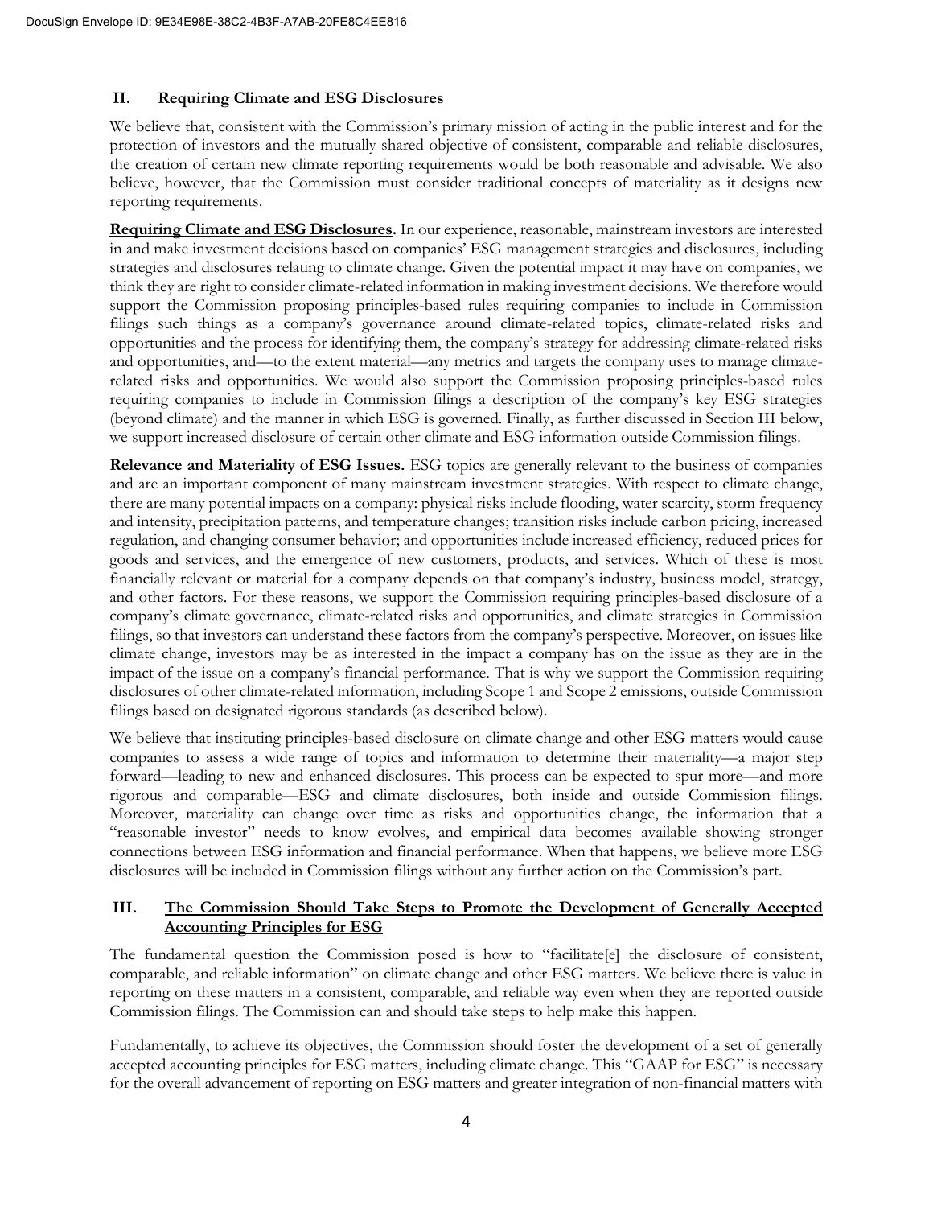## II. Requiring Climate and ESG Disclosures

We believe that, consistent with the Commission's primary mission of acting in the public interest and for the protection of investors and the mutually shared objective of consistent, comparable and reliable disclosures, the creation of certain new climate reporting requirements would be both reasonable and advisable. We also believe, however, that the Commission must consider traditional concepts of materiality as it designs new reporting requirements.

**Requiring Climate and ESG Disclosures.** In our experience, reasonable, mainstream investors are interested in and make investment decisions based on companies' ESG management strategies and disclosures, including strategies and disclosures relating to climate change. Given the potential impact it may have on companies, we think they are right to consider climate-related information in making investment decisions. We therefore would support the Commission proposing principles-based rules requiring companies to include in Commission filings such things as a company's governance around climate-related topics, climate-related risks and opportunities and the process for identifying them, the company's strategy for addressing climate-related risks and opportunities, and—to the extent material—any metrics and targets the company uses to manage climate-related risks and opportunities. We would also support the Commission proposing principles-based rules requiring companies to include in Commission filings a description of the company's key ESG strategies (beyond climate) and the manner in which ESG is governed. Finally, as further discussed in Section III below, we support increased disclosure of certain other climate and ESG information outside Commission filings.

**Relevance and Materiality of ESG Issues.** ESG topics are generally relevant to the business of companies and are an important component of many mainstream investment strategies. With respect to climate change, there are many potential impacts on a company: physical risks include flooding, water scarcity, storm frequency and intensity, precipitation patterns, and temperature changes; transition risks include carbon pricing, increased regulation, and changing consumer behavior; and opportunities include increased efficiency, reduced prices for goods and services, and the emergence of new customers, products, and services. Which of these is most financially relevant or material for a company depends on that company's industry, business model, strategy, and other factors. For these reasons, we support the Commission requiring principles-based disclosure of a company's climate governance, climate-related risks and opportunities, and climate strategies in Commission filings, so that investors can understand these factors from the company's perspective. Moreover, on issues like climate change, investors may be as interested in the impact a company has on the issue as they are in the impact of the issue on a company's financial performance. That is why we support the Commission requiring disclosures of other climate-related information, including Scope 1 and Scope 2 emissions, outside Commission filings based on designated rigorous standards (as described below).

We believe that instituting principles-based disclosure on climate change and other ESG matters would cause companies to assess a wide range of topics and information to determine their materiality—a major step forward—leading to new and enhanced disclosures. This process can be expected to spur more—and more rigorous and comparable—ESG and climate disclosures, both inside and outside Commission filings. Moreover, materiality can change over time as risks and opportunities change, the information that a "reasonable investor" needs to know evolves, and empirical data becomes available showing stronger connections between ESG information and financial performance. When that happens, we believe more ESG disclosures will be included in Commission filings without any further action on the Commission's part.

## III. The Commission Should Take Steps to Promote the Development of Generally Accepted Accounting Principles for ESG

The fundamental question the Commission posed is how to "facilitate[e] the disclosure of consistent, comparable, and reliable information" on climate change and other ESG matters. We believe there is value in reporting on these matters in a consistent, comparable, and reliable way even when they are reported outside Commission filings. The Commission can and should take steps to help make this happen.

Fundamentally, to achieve its objectives, the Commission should foster the development of a set of generally accepted accounting principles for ESG matters, including climate change. This "GAAP for ESG" is necessary for the overall advancement of reporting on ESG matters and greater integration of non-financial matters with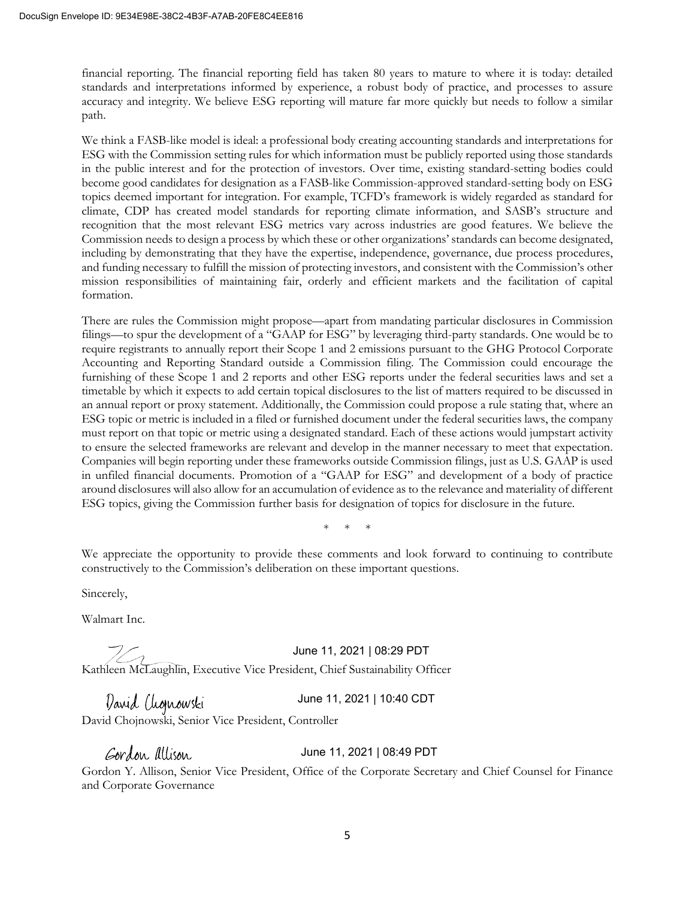financial reporting. The financial reporting field has taken 80 years to mature to where it is today: detailed standards and interpretations informed by experience, a robust body of practice, and processes to assure accuracy and integrity. We believe ESG reporting will mature far more quickly but needs to follow a similar path.

We think a FASB-like model is ideal: a professional body creating accounting standards and interpretations for ESG with the Commission setting rules for which information must be publicly reported using those standards in the public interest and for the protection of investors. Over time, existing standard-setting bodies could become good candidates for designation as a FASB-like Commission-approved standard-setting body on ESG topics deemed important for integration. For example, TCFD's framework is widely regarded as standard for climate, CDP has created model standards for reporting climate information, and SASB's structure and recognition that the most relevant ESG metrics vary across industries are good features. We believe the Commission needs to design a process by which these or other organizations' standards can become designated, including by demonstrating that they have the expertise, independence, governance, due process procedures, and funding necessary to fulfill the mission of protecting investors, and consistent with the Commission's other mission responsibilities of maintaining fair, orderly and efficient markets and the facilitation of capital formation.

There are rules the Commission might propose—apart from mandating particular disclosures in Commission filings—to spur the development of a "GAAP for ESG" by leveraging third-party standards. One would be to require registrants to annually report their Scope 1 and 2 emissions pursuant to the GHG Protocol Corporate Accounting and Reporting Standard outside a Commission filing. The Commission could encourage the furnishing of these Scope 1 and 2 reports and other ESG reports under the federal securities laws and set a timetable by which it expects to add certain topical disclosures to the list of matters required to be discussed in an annual report or proxy statement. Additionally, the Commission could propose a rule stating that, where an ESG topic or metric is included in a filed or furnished document under the federal securities laws, the company must report on that topic or metric using a designated standard. Each of these actions would jumpstart activity to ensure the selected frameworks are relevant and develop in the manner necessary to meet that expectation. Companies will begin reporting under these frameworks outside Commission filings, just as U.S. GAAP is used in unfiled financial documents. Promotion of a "GAAP for ESG" and development of a body of practice around disclosures will also allow for an accumulation of evidence as to the relevance and materiality of different ESG topics, giving the Commission further basis for designation of topics for disclosure in the future.

\* \* \*

We appreciate the opportunity to provide these comments and look forward to continuing to contribute constructively to the Commission's deliberation on these important questions.

Sincerely,

Walmart Inc.

June 11, 2021 | 08:29 PDT

Kathleen McLaughlin, Executive Vice President, Chief Sustainability Officer

David Chojnowski

June 11, 2021 | 10:40 CDT

David Chojnowski, Senior Vice President, Controller

Gordon Allison

June 11, 2021 | 08:49 PDT

Gordon Y. Allison, Senior Vice President, Office of the Corporate Secretary and Chief Counsel for Finance and Corporate Governance